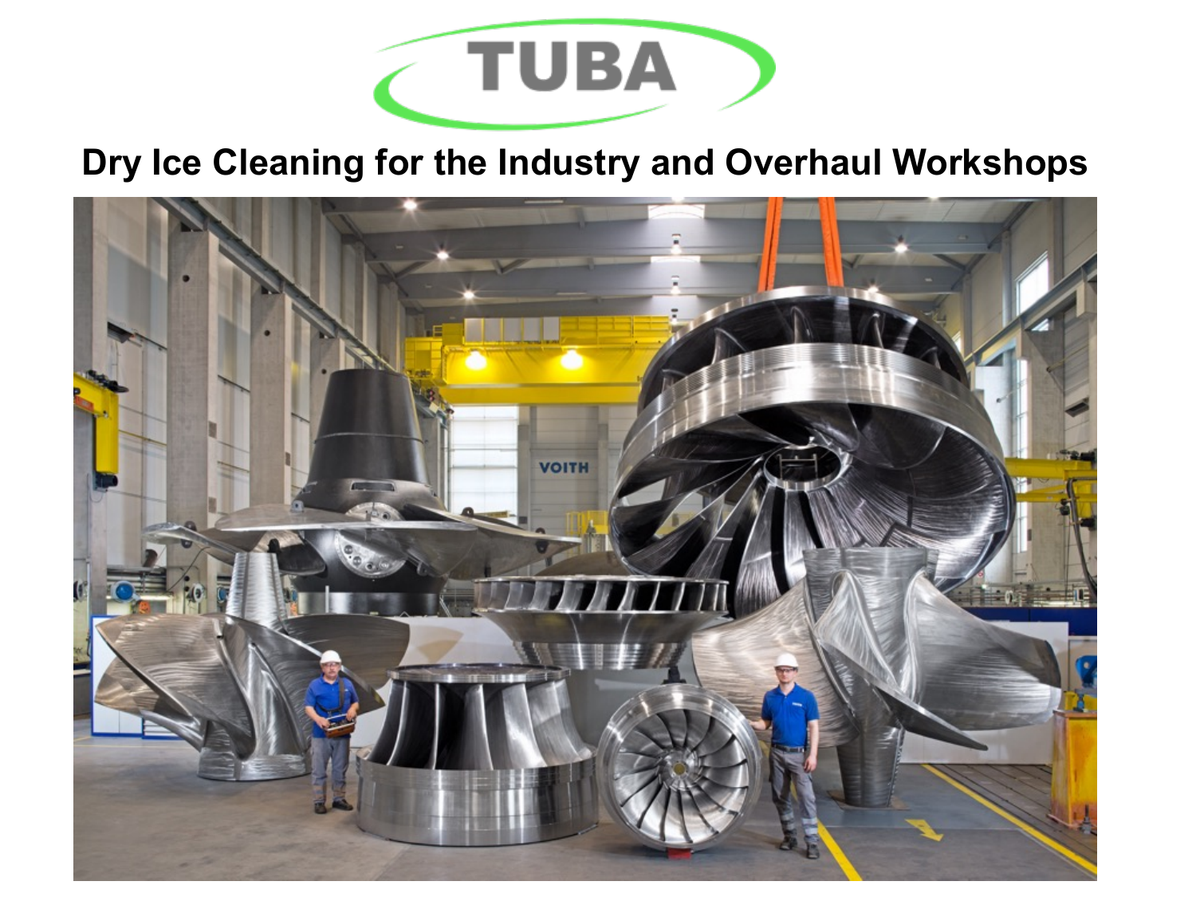TUBA

## Dry Ice Cleaning for the Industry and Overhaul Workshops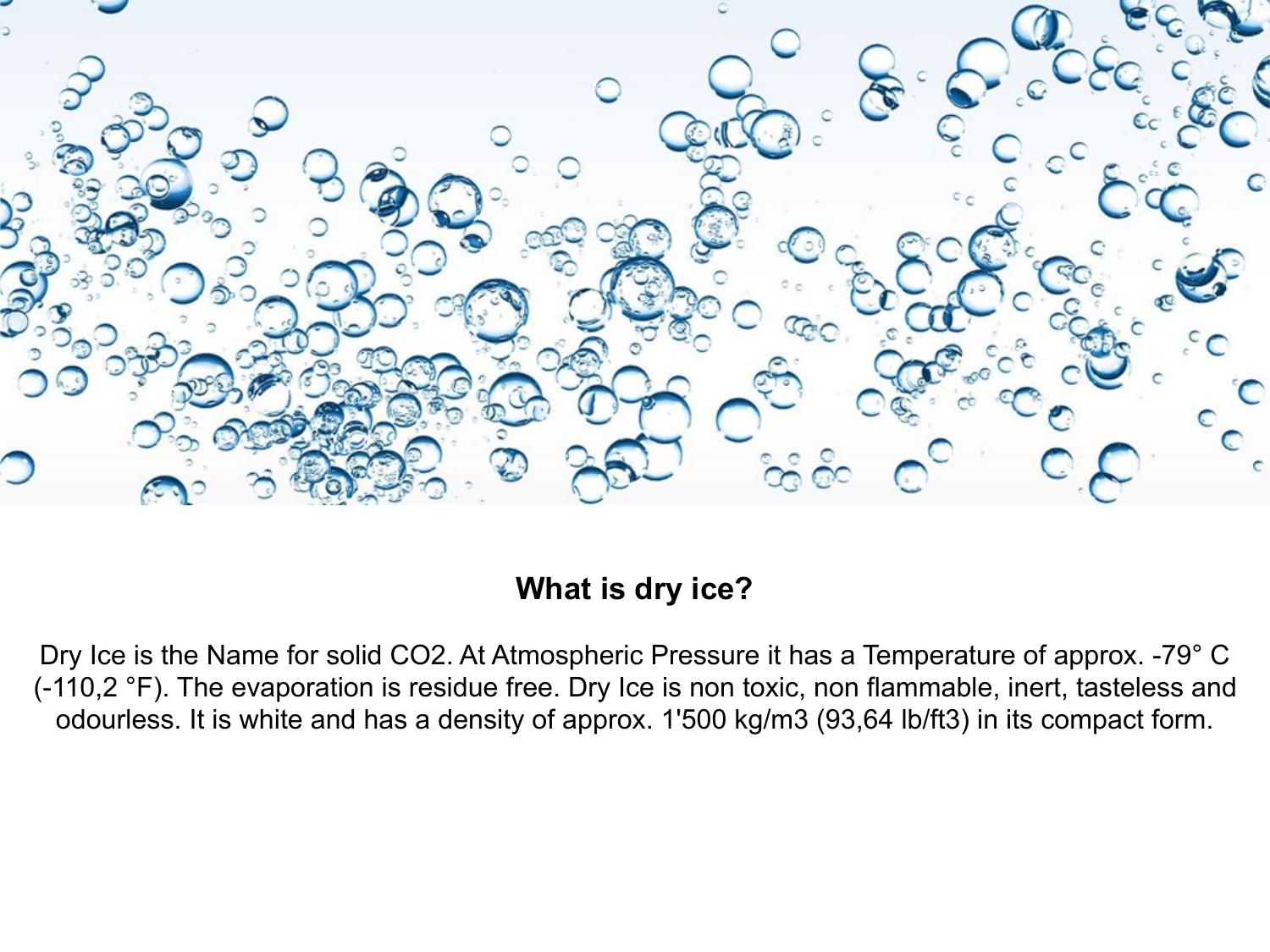## What is dry ice?

Dry Ice is the Name for solid $CO_2$. At Atmospheric Pressure it has a Temperature of approx. -79° C (-110,2 °F). The evaporation is residue free. Dry Ice is non toxic, non flammable, inert, tasteless and odourless. It is white and has a density of approx. 1'500 kg/m3 (93,64 lb/ft3) in its compact form.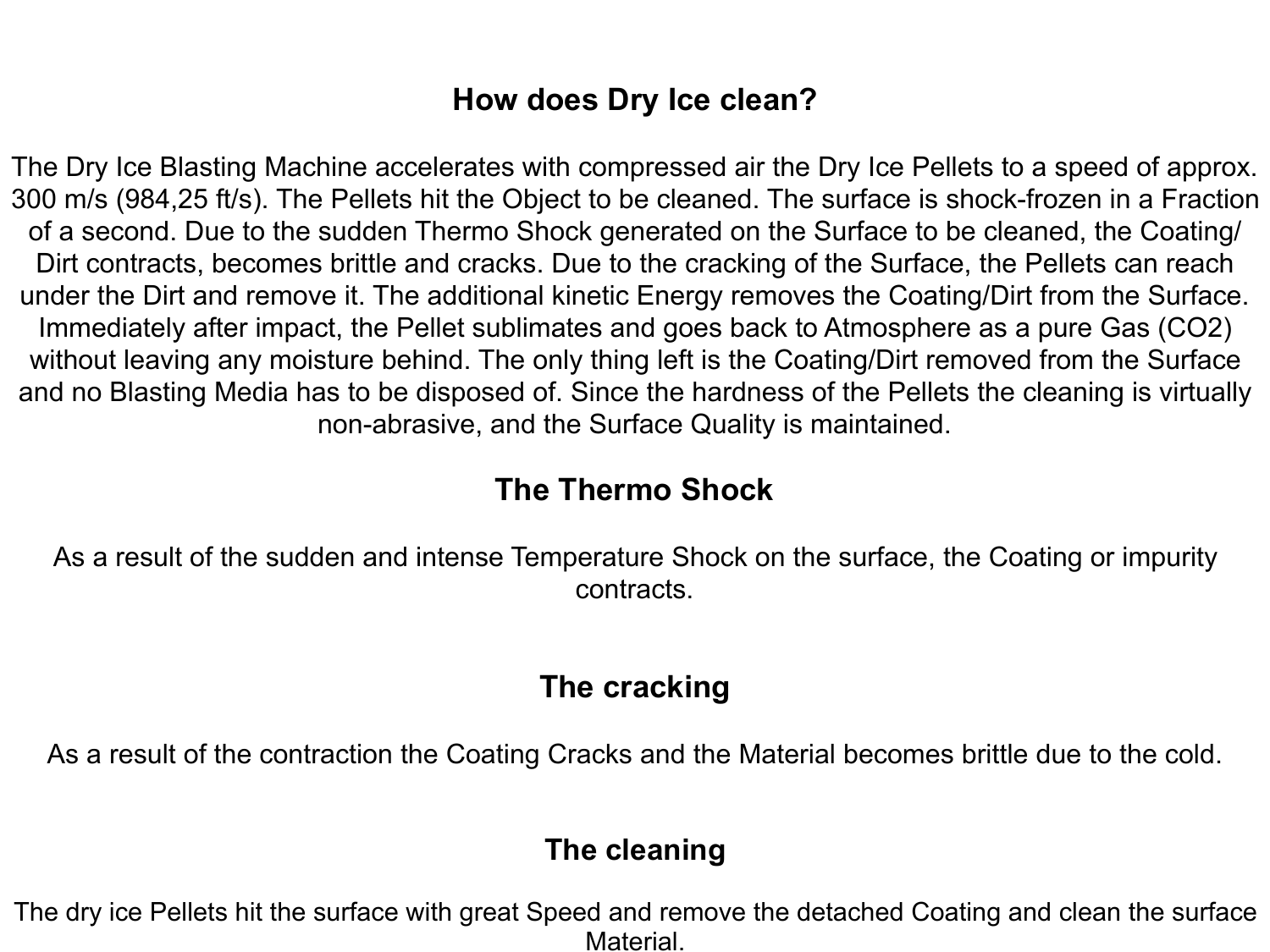## How does Dry Ice clean?

The Dry Ice Blasting Machine accelerates with compressed air the Dry Ice Pellets to a speed of approx. 300 m/s (984,25 ft/s). The Pellets hit the Object to be cleaned. The surface is shock-frozen in a Fraction of a second. Due to the sudden Thermo Shock generated on the Surface to be cleaned, the Coating/ Dirt contracts, becomes brittle and cracks. Due to the cracking of the Surface, the Pellets can reach under the Dirt and remove it. The additional kinetic Energy removes the Coating/Dirt from the Surface. Immediately after impact, the Pellet sublimates and goes back to Atmosphere as a pure Gas ($CO_2$) without leaving any moisture behind. The only thing left is the Coating/Dirt removed from the Surface and no Blasting Media has to be disposed of. Since the hardness of the Pellets the cleaning is virtually non-abrasive, and the Surface Quality is maintained.

## The Thermo Shock

As a result of the sudden and intense Temperature Shock on the surface, the Coating or impurity contracts.

## The cracking

As a result of the contraction the Coating Cracks and the Material becomes brittle due to the cold.

## The cleaning

The dry ice Pellets hit the surface with great Speed and remove the detached Coating and clean the surface Material.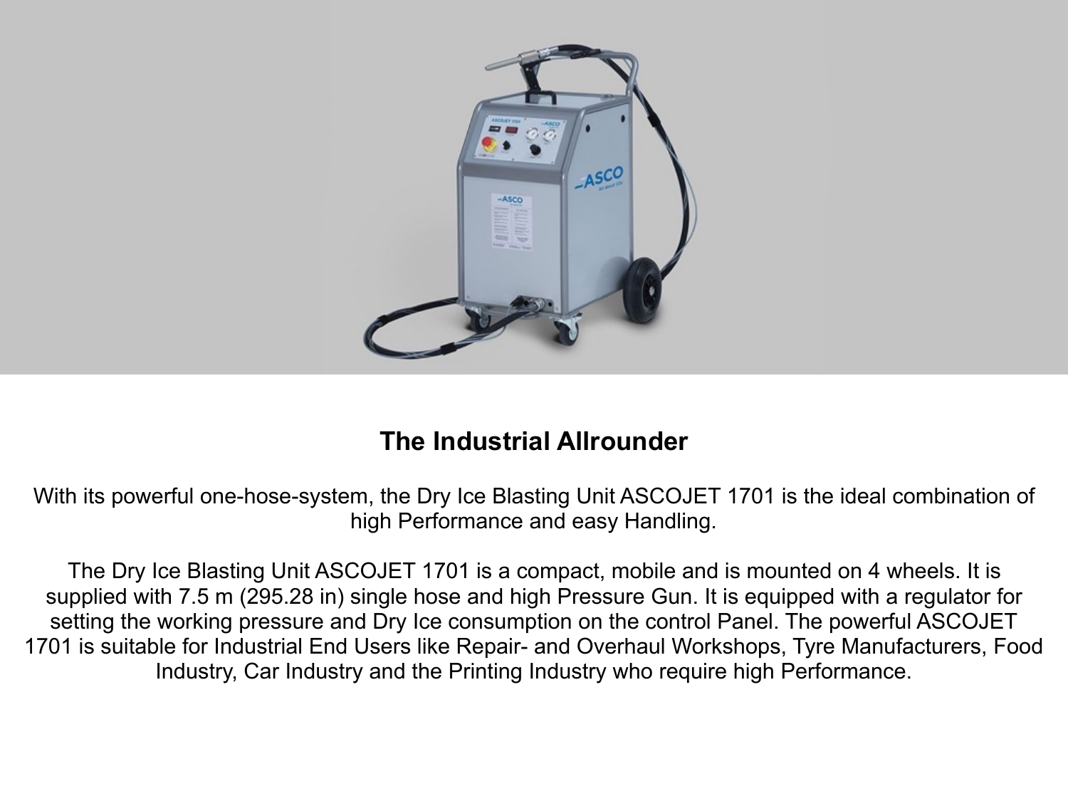**The Industrial Allrounder**

With its powerful one-hose-system, the Dry Ice Blasting Unit ASCOJET 1701 is the ideal combination of high Performance and easy Handling.

The Dry Ice Blasting Unit ASCOJET 1701 is a compact, mobile and is mounted on 4 wheels. It is supplied with 7.5 m (295.28 in) single hose and high Pressure Gun. It is equipped with a regulator for setting the working pressure and Dry Ice consumption on the control Panel. The powerful ASCOJET 1701 is suitable for Industrial End Users like Repair- and Overhaul Workshops, Tyre Manufacturers, Food Industry, Car Industry and the Printing Industry who require high Performance.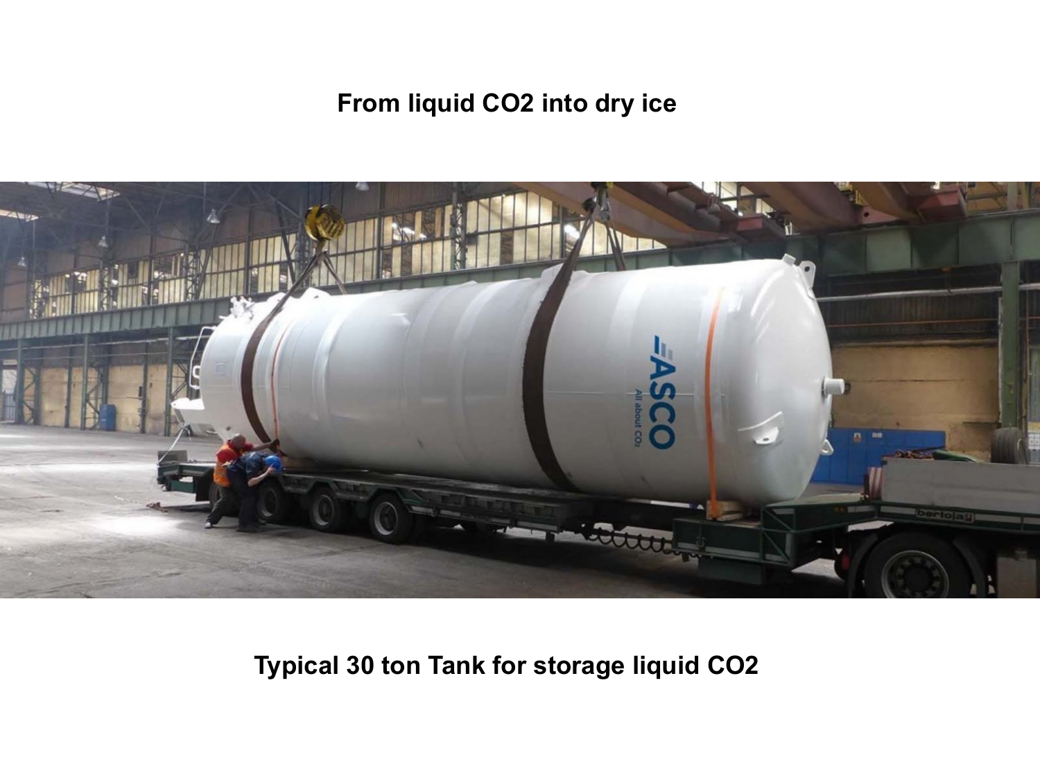**From liquid CO2 into dry ice**

**Typical 30 ton Tank for storage liquid CO2**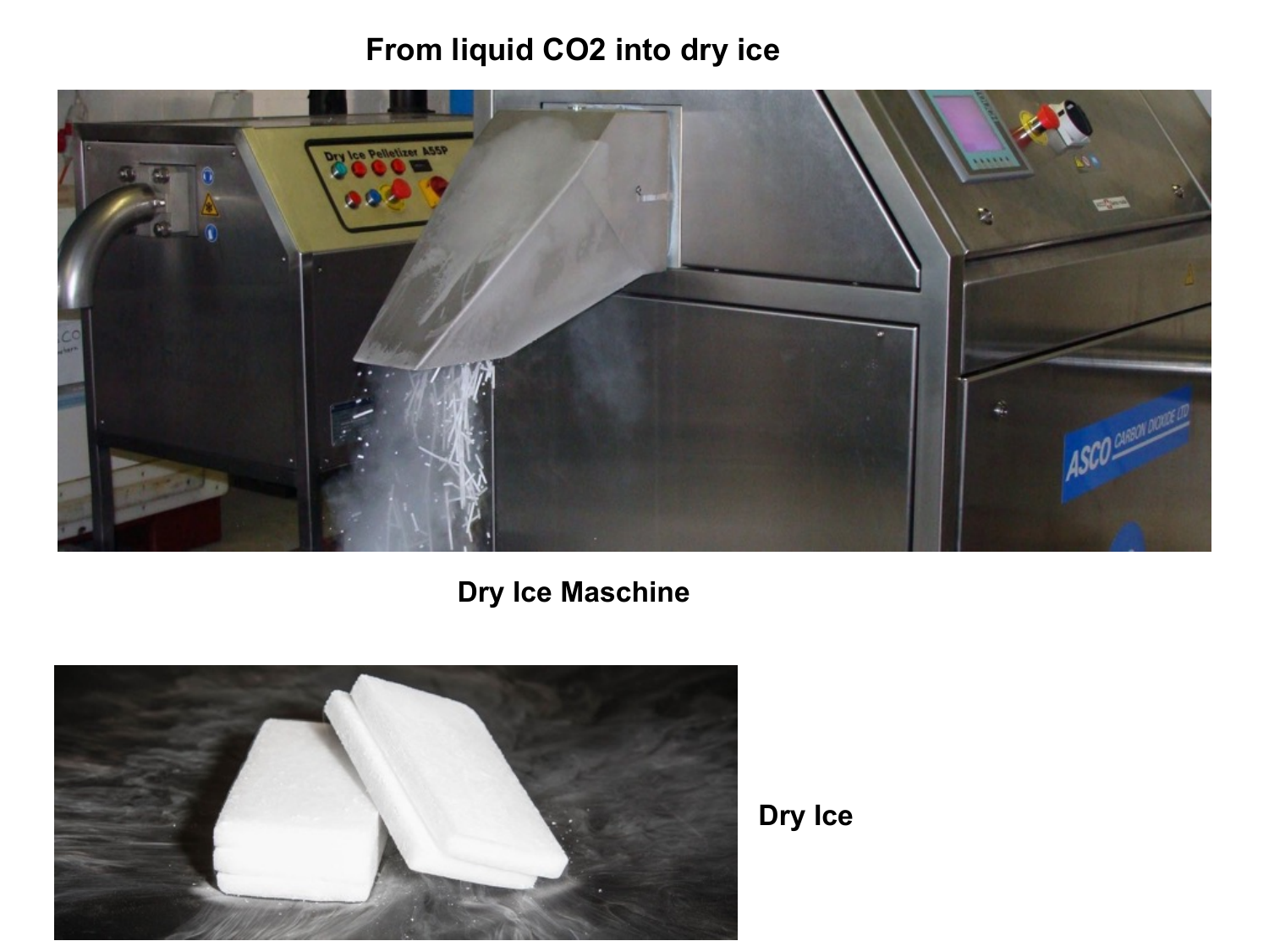# From liquid $CO_2$ into dry ice

Dry Ice Maschine

Dry Ice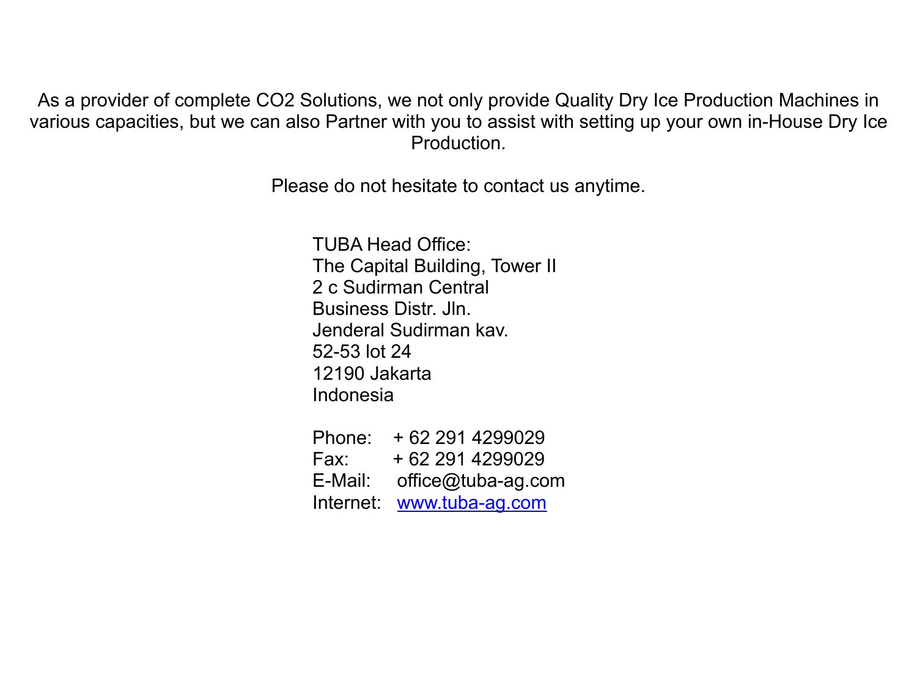As a provider of complete $CO_2$ Solutions, we not only provide Quality Dry Ice Production Machines in various capacities, but we can also Partner with you to assist with setting up your own in-House Dry Ice Production.

Please do not hesitate to contact us anytime.

TUBA Head Office:
The Capital Building, Tower II
2 c Sudirman Central
Business Distr. Jln.
Jenderal Sudirman kav.
52-53 lot 24
12190 Jakarta
Indonesia

Phone: + 62 291 4299029
Fax: + 62 291 4299029
E-Mail: office@tuba-ag.com
Internet: www.tuba-ag.com